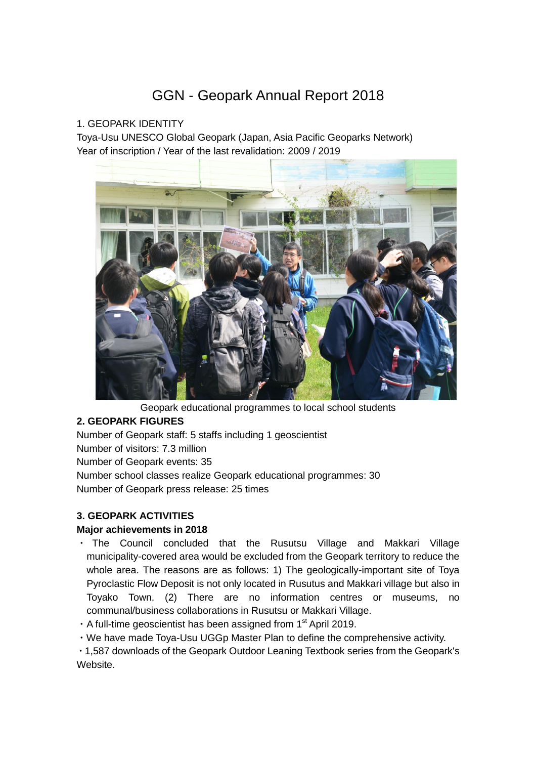# GGN - Geopark Annual Report 2018

1. GEOPARK IDENTITY

Toya-Usu UNESCO Global Geopark (Japan, Asia Pacific Geoparks Network)

Year of inscription / Year of the last revalidation: 2009 / 2019

Geopark educational programmes to local school students

**2. GEOPARK FIGURES**

Number of Geopark staff: 5 staffs including 1 geoscientist

Number of visitors: 7.3 million

Number of Geopark events: 35

Number school classes realize Geopark educational programmes: 30

Number of Geopark press release: 25 times

**3. GEOPARK ACTIVITIES**

**Major achievements in 2018**

・ The Council concluded that the Rusutsu Village and Makkari Village municipality-covered area would be excluded from the Geopark territory to reduce the whole area. The reasons are as follows: 1) The geologically-important site of Toya Pyroclastic Flow Deposit is not only located in Rusutus and Makkari village but also in Toyako Town. (2) There are no information centres or museums, no communal/business collaborations in Rusutsu or Makkari Village.

・A full-time geoscientist has been assigned from 1st April 2019.

・We have made Toya-Usu UGGp Master Plan to define the comprehensive activity.

・1,587 downloads of the Geopark Outdoor Leaning Textbook series from the Geopark's Website.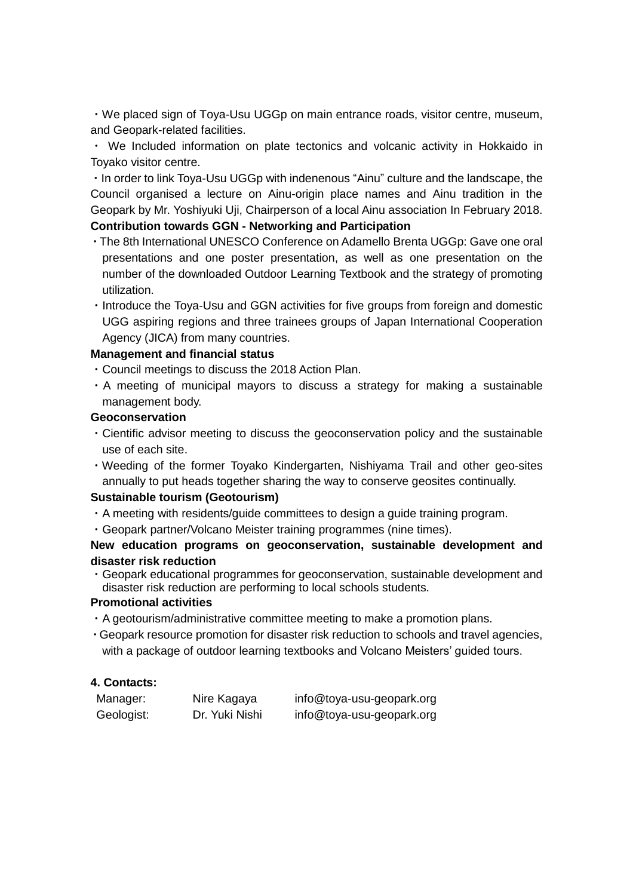・We placed sign of Toya-Usu UGGp on main entrance roads, visitor centre, museum, and Geopark-related facilities.

・ We Included information on plate tectonics and volcanic activity in Hokkaido in Toyako visitor centre.

・In order to link Toya-Usu UGGp with indenenous “Ainu” culture and the landscape, the Council organised a lecture on Ainu-origin place names and Ainu tradition in the Geopark by Mr. Yoshiyuki Uji, Chairperson of a local Ainu association In February 2018.

**Contribution towards GGN - Networking and Participation**

- The 8th International UNESCO Conference on Adamello Brenta UGGp: Gave one oral presentations and one poster presentation, as well as one presentation on the number of the downloaded Outdoor Learning Textbook and the strategy of promoting utilization.
- Introduce the Toya-Usu and GGN activities for five groups from foreign and domestic UGG aspiring regions and three trainees groups of Japan International Cooperation Agency (JICA) from many countries.

**Management and financial status**

- Council meetings to discuss the 2018 Action Plan.
- A meeting of municipal mayors to discuss a strategy for making a sustainable management body.

**Geoconservation**

- Cientific advisor meeting to discuss the geoconservation policy and the sustainable use of each site.
- Weeding of the former Toyako Kindergarten, Nishiyama Trail and other geo-sites annually to put heads together sharing the way to conserve geosites continually.

**Sustainable tourism (Geotourism)**

- A meeting with residents/guide committees to design a guide training program.
- Geopark partner/Volcano Meister training programmes (nine times).

**New education programs on geoconservation, sustainable development and disaster risk reduction**

- Geopark educational programmes for geoconservation, sustainable development and disaster risk reduction are performing to local schools students.

**Promotional activities**

- A geotourism/administrative committee meeting to make a promotion plans.
- Geopark resource promotion for disaster risk reduction to schools and travel agencies, with a package of outdoor learning textbooks and Volcano Meisters’ guided tours.

**4. Contacts:**

| | | |
|---|---|---|
| Manager: | Nire Kagaya | info@toya-usu-geopark.org |
| Geologist: | Dr. Yuki Nishi | info@toya-usu-geopark.org |